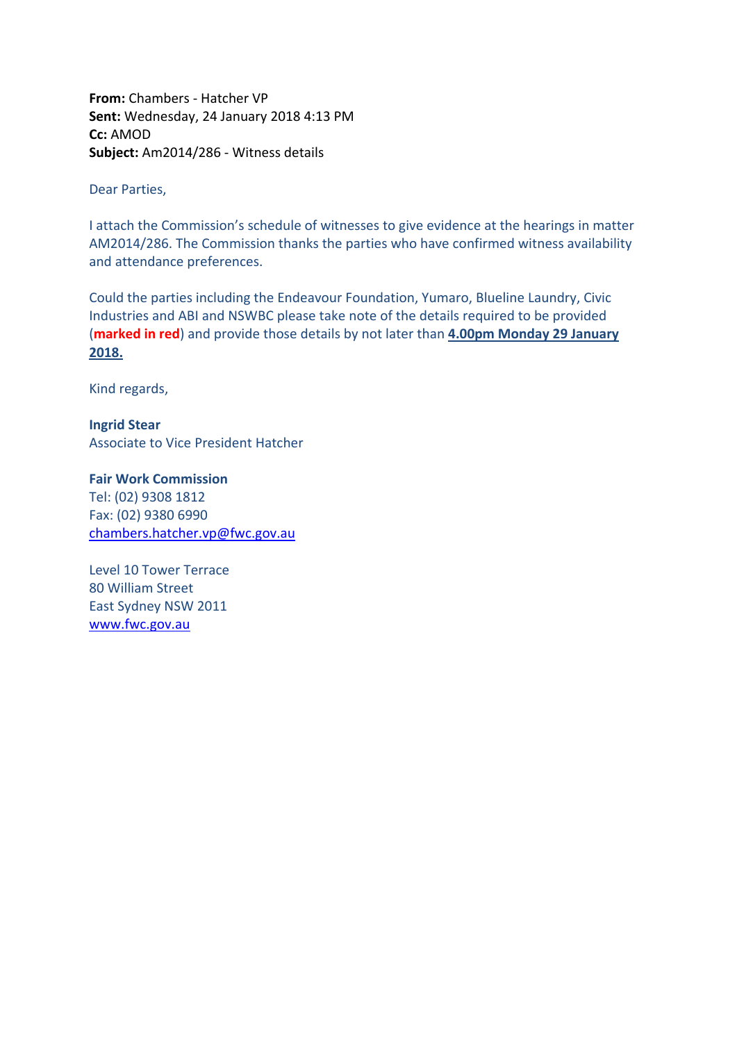**From:** Chambers - Hatcher VP
**Sent:** Wednesday, 24 January 2018 4:13 PM
**Cc:** AMOD
**Subject:** Am2014/286 - Witness details

Dear Parties,

I attach the Commission's schedule of witnesses to give evidence at the hearings in matter AM2014/286. The Commission thanks the parties who have confirmed witness availability and attendance preferences.

Could the parties including the Endeavour Foundation, Yumaro, Blueline Laundry, Civic Industries and ABI and NSWBC please take note of the details required to be provided (**marked in red**) and provide those details by not later than **4.00pm Monday 29 January 2018.**

Kind regards,

**Ingrid Stear**
Associate to Vice President Hatcher

**Fair Work Commission**
Tel: (02) 9308 1812
Fax: (02) 9380 6990
chambers.hatcher.vp@fwc.gov.au

Level 10 Tower Terrace
80 William Street
East Sydney NSW 2011
www.fwc.gov.au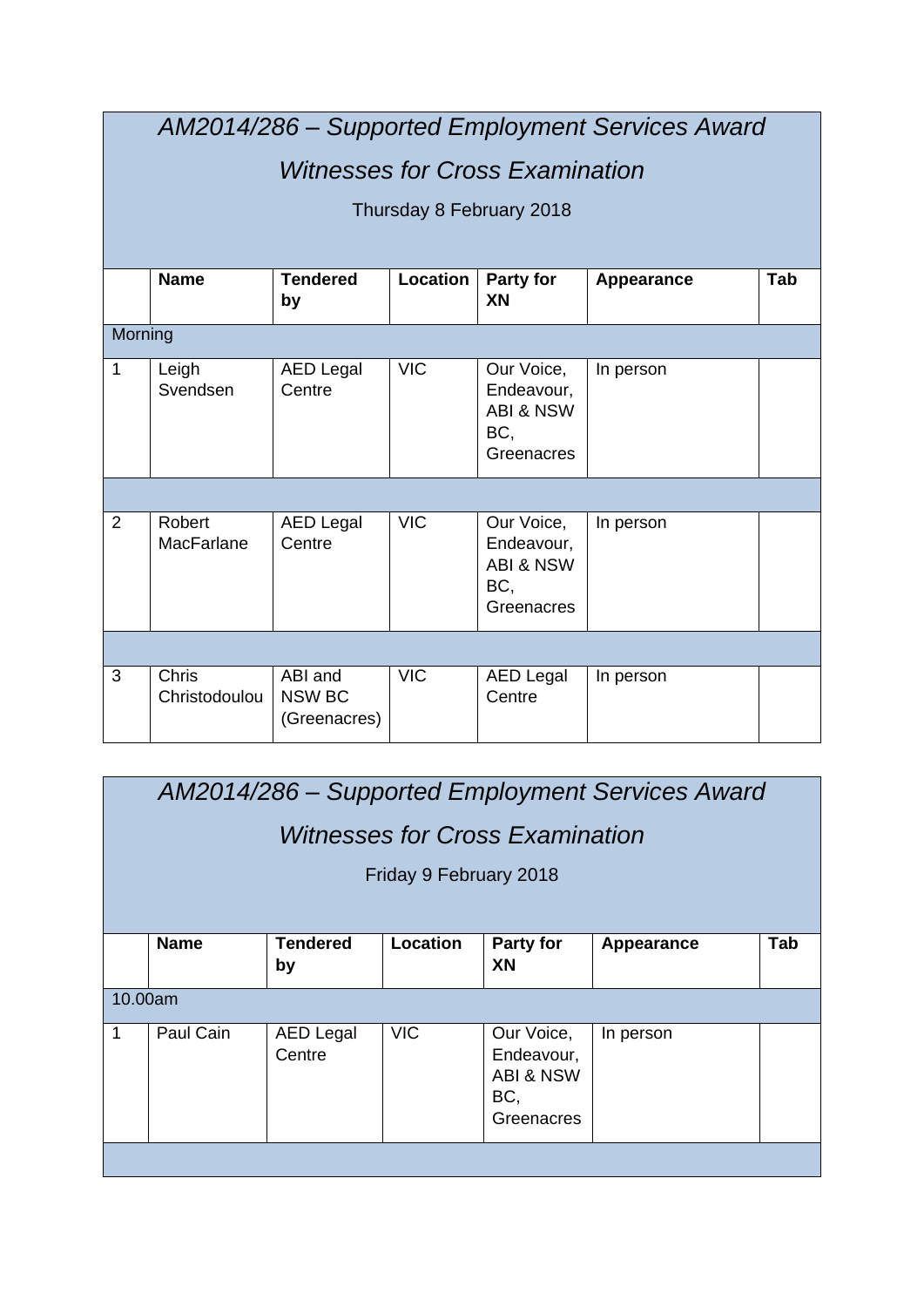## *AM2014/286 – Supported Employment Services Award*

## *Witnesses for Cross Examination*

Thursday 8 February 2018

| | Name | Tendered by | Location | Party for XN | Appearance | Tab |
|---|---|---|---|---|---|---|
| Morning | | | | | | |
| 1 | Leigh Svendsen | AED Legal Centre | VIC | Our Voice, Endeavour, ABI & NSW BC, Greenacres | In person | |
| | | | | | | |
| 2 | Robert MacFarlane | AED Legal Centre | VIC | Our Voice, Endeavour, ABI & NSW BC, Greenacres | In person | |
| | | | | | | |
| 3 | Chris Christodoulou | ABI and NSW BC (Greenacres) | VIC | AED Legal Centre | In person | |

## *AM2014/286 – Supported Employment Services Award*

## *Witnesses for Cross Examination*

Friday 9 February 2018

| | Name | Tendered by | Location | Party for XN | Appearance | Tab |
|---|---|---|---|---|---|---|
| 10.00am | | | | | | |
| 1 | Paul Cain | AED Legal Centre | VIC | Our Voice, Endeavour, ABI & NSW BC, Greenacres | In person | |
| | | | | | | |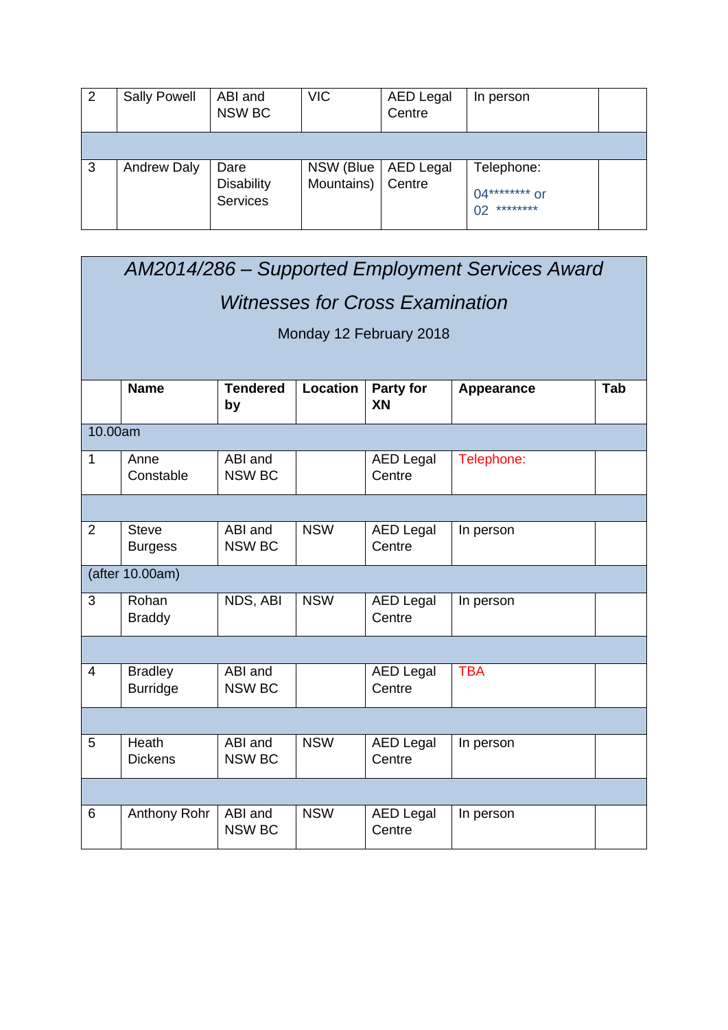| 2 | Sally Powell | ABI and NSW BC | VIC | AED Legal Centre | In person | |
|---|---|---|---|---|---|---|
| | | | | | | |
| 3 | Andrew Daly | Dare Disability Services | NSW (Blue Mountains) | AED Legal Centre | Telephone: 04******** or 02 ******** | |

## *AM2014/286 – Supported Employment Services Award*

## *Witnesses for Cross Examination*

Monday 12 February 2018

| | **Name** | **Tendered by** | **Location** | **Party for XN** | **Appearance** | **Tab** |
|---|---|---|---|---|---|---|
| 10.00am | | | | | | |
| 1 | Anne Constable | ABI and NSW BC | | AED Legal Centre | Telephone: | |
| | | | | | | |
| 2 | Steve Burgess | ABI and NSW BC | NSW | AED Legal Centre | In person | |
| (after 10.00am) | | | | | | |
| 3 | Rohan Braddy | NDS, ABI | NSW | AED Legal Centre | In person | |
| | | | | | | |
| 4 | Bradley Burridge | ABI and NSW BC | | AED Legal Centre | TBA | |
| | | | | | | |
| 5 | Heath Dickens | ABI and NSW BC | NSW | AED Legal Centre | In person | |
| | | | | | | |
| 6 | Anthony Rohr | ABI and NSW BC | NSW | AED Legal Centre | In person | |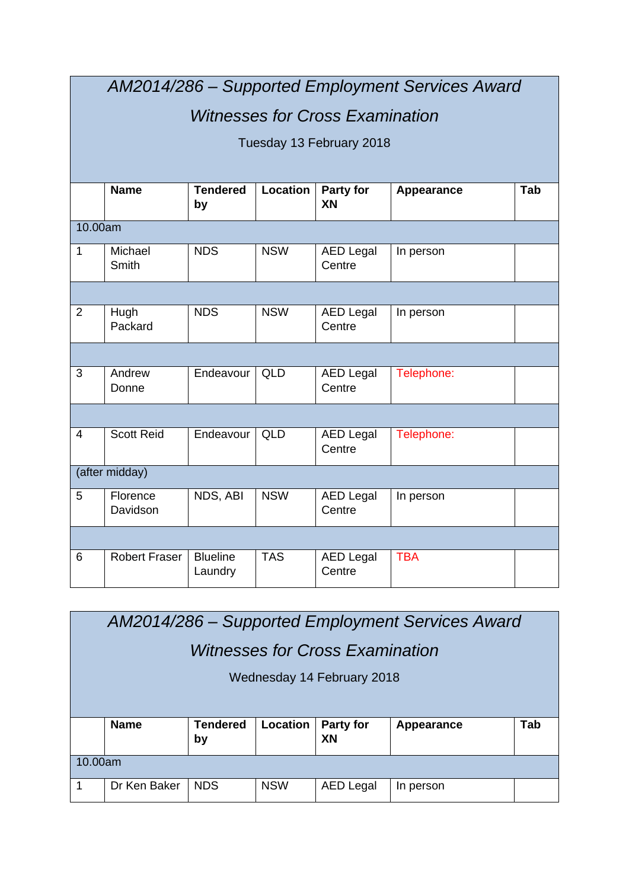## *AM2014/286 – Supported Employment Services Award*

## *Witnesses for Cross Examination*

Tuesday 13 February 2018

| | **Name** | **Tendered by** | **Location** | **Party for XN** | **Appearance** | **Tab** |
|---|---|---|---|---|---|---|
| 10.00am | | | | | | |
| 1 | Michael Smith | NDS | NSW | AED Legal Centre | In person | |
| | | | | | | |
| 2 | Hugh Packard | NDS | NSW | AED Legal Centre | In person | |
| | | | | | | |
| 3 | Andrew Donne | Endeavour | QLD | AED Legal Centre | Telephone: | |
| | | | | | | |
| 4 | Scott Reid | Endeavour | QLD | AED Legal Centre | Telephone: | |
| (after midday) | | | | | | |
| 5 | Florence Davidson | NDS, ABI | NSW | AED Legal Centre | In person | |
| | | | | | | |
| 6 | Robert Fraser | Blueline Laundry | TAS | AED Legal Centre | TBA | |

## *AM2014/286 – Supported Employment Services Award*

## *Witnesses for Cross Examination*

Wednesday 14 February 2018

| | **Name** | **Tendered by** | **Location** | **Party for XN** | **Appearance** | **Tab** |
|---|---|---|---|---|---|---|
| 10.00am | | | | | | |
| 1 | Dr Ken Baker | NDS | NSW | AED Legal | In person | |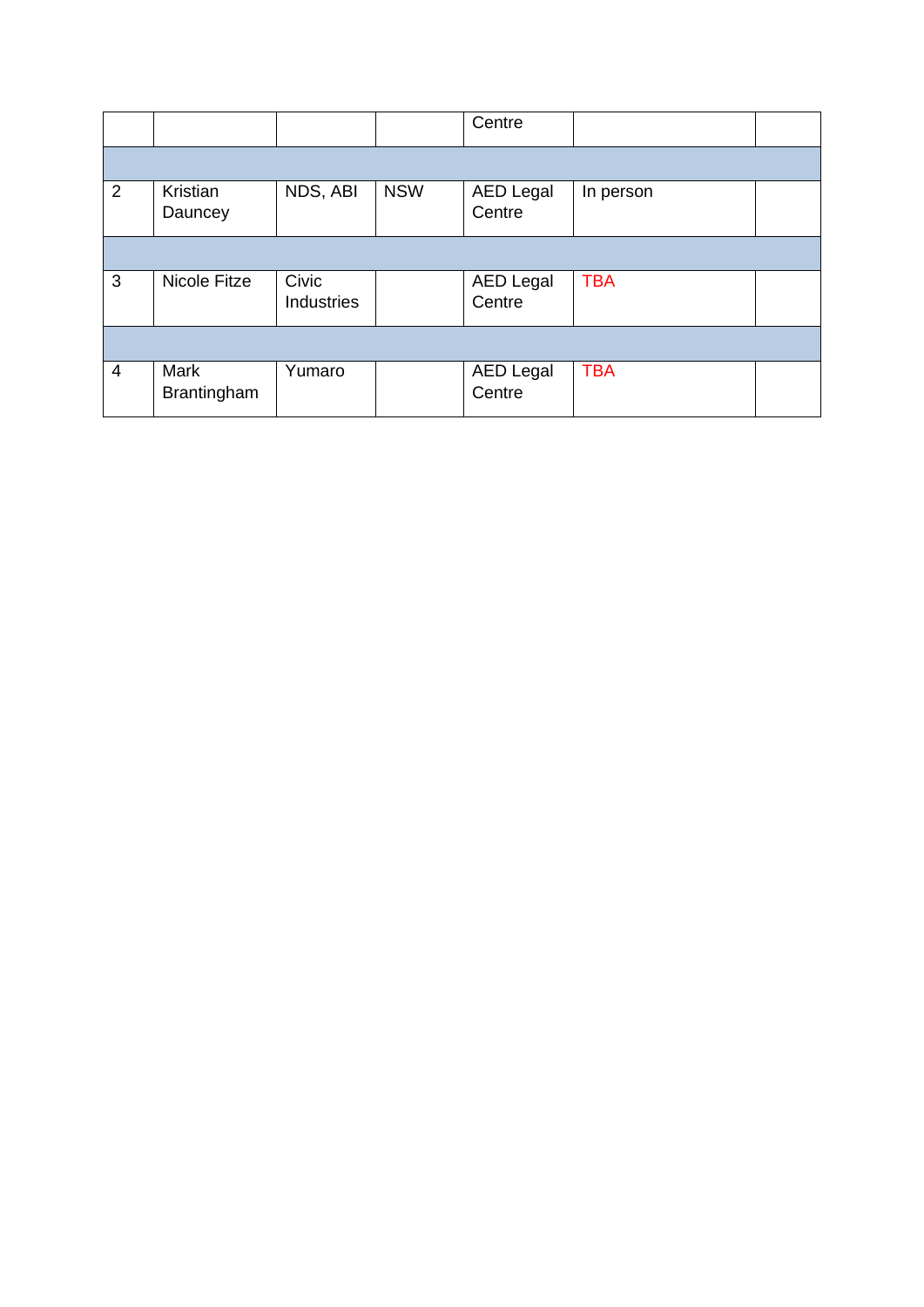| | | | | | | |
|---|---|---|---|---|---|---|
| | | | | Centre | | |
| | | | | | | |
| 2 | Kristian Dauncey | NDS, ABI | NSW | AED Legal Centre | In person | |
| | | | | | | |
| 3 | Nicole Fitze | Civic Industries | | AED Legal Centre | TBA | |
| | | | | | | |
| 4 | Mark Brantingham | Yumaro | | AED Legal Centre | TBA | |